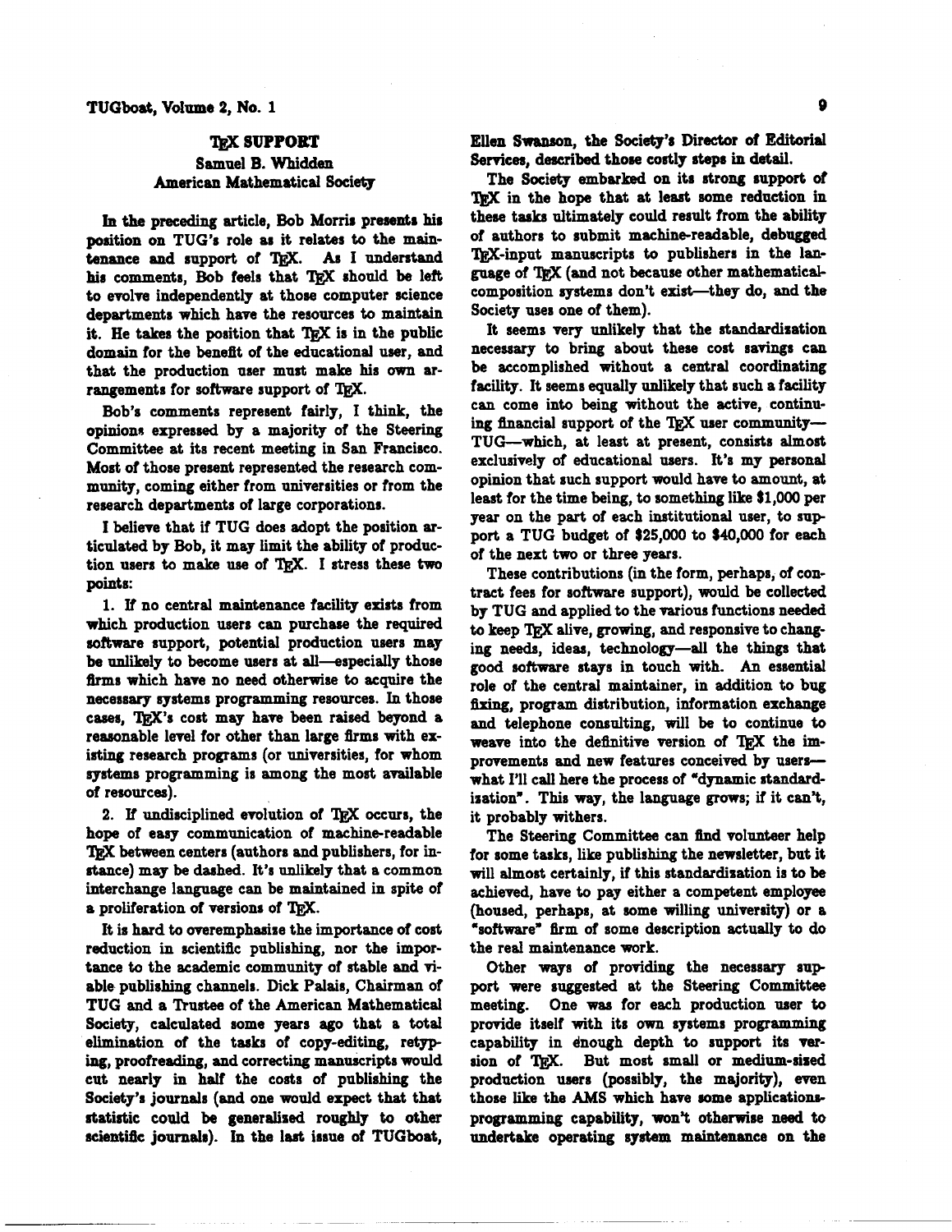# TeX SUPPORT

**Samuel B. Whidden**
**American Mathematical Society**

In the preceding article, Bob Morris presents his position on TUG's role as it relates to the maintenance and support of TeX. As I understand his comments, Bob feels that TeX should be left to evolve independently at those computer science departments which have the resources to maintain it. He takes the position that TeX is in the public domain for the benefit of the educational user, and that the production user must make his own arrangements for software support of TeX.

Bob's comments represent fairly, I think, the opinions expressed by a majority of the Steering Committee at its recent meeting in San Francisco. Most of those present represented the research community, coming either from universities or from the research departments of large corporations.

I believe that if TUG does adopt the position articulated by Bob, it may limit the ability of production users to make use of TeX. I stress these two points:

1. If no central maintenance facility exists from which production users can purchase the required software support, potential production users may be unlikely to become users at all—especially those firms which have no need otherwise to acquire the necessary systems programming resources. In those cases, TeX's cost may have been raised beyond a reasonable level for other than large firms with existing research programs (or universities, for whom systems programming is among the most available of resources).

2. If undisciplined evolution of TeX occurs, the hope of easy communication of machine-readable TeX between centers (authors and publishers, for instance) may be dashed. It's unlikely that a common interchange language can be maintained in spite of a proliferation of versions of TeX.

It is hard to overemphasize the importance of cost reduction in scientific publishing, nor the importance to the academic community of stable and viable publishing channels. Dick Palais, Chairman of TUG and a Trustee of the American Mathematical Society, calculated some years ago that a total elimination of the tasks of copy-editing, retyping, proofreading, and correcting manuscripts would cut nearly in half the costs of publishing the Society's journals (and one would expect that that statistic could be generalized roughly to other scientific journals). In the last issue of TUGboat, Ellen Swanson, the Society's Director of Editorial Services, described those costly steps in detail.

The Society embarked on its strong support of TeX in the hope that at least some reduction in these tasks ultimately could result from the ability of authors to submit machine-readable, debugged TeX-input manuscripts to publishers in the language of TeX (and not because other mathematical-composition systems don't exist—they do, and the Society uses one of them).

It seems very unlikely that the standardization necessary to bring about these cost savings can be accomplished without a central coordinating facility. It seems equally unlikely that such a facility can come into being without the active, continuing financial support of the TeX user community—TUG—which, at least at present, consists almost exclusively of educational users. It's my personal opinion that such support would have to amount, at least for the time being, to something like $1,000 per year on the part of each institutional user, to support a TUG budget of $25,000 to $40,000 for each of the next two or three years.

These contributions (in the form, perhaps, of contract fees for software support), would be collected by TUG and applied to the various functions needed to keep TeX alive, growing, and responsive to changing needs, ideas, technology—all the things that good software stays in touch with. An essential role of the central maintainer, in addition to bug fixing, program distribution, information exchange and telephone consulting, will be to continue to weave into the definitive version of TeX the improvements and new features conceived by users—what I'll call here the process of "dynamic standardization". This way, the language grows; if it can't, it probably withers.

The Steering Committee can find volunteer help for some tasks, like publishing the newsletter, but it will almost certainly, if this standardization is to be achieved, have to pay either a competent employee (housed, perhaps, at some willing university) or a "software" firm of some description actually to do the real maintenance work.

Other ways of providing the necessary support were suggested at the Steering Committee meeting. One was for each production user to provide itself with its own systems programming capability in enough depth to support its version of TeX. But most small or medium-sized production users (possibly, the majority), even those like the AMS which have some applications-programming capability, won't otherwise need to undertake operating system maintenance on the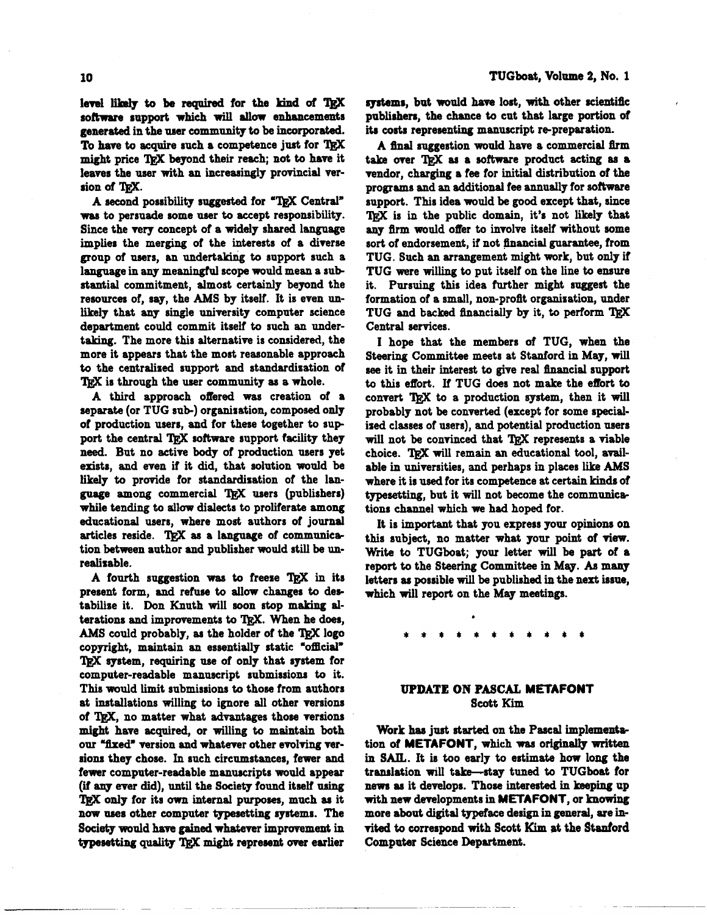level likely to be required for the kind of TEX software support which will allow enhancements generated in the user community to be incorporated. To have to acquire such a competence just for TEX might price TEX beyond their reach; not to have it leaves the user with an increasingly provincial version of TEX.

A second possibility suggested for "TEX Central" was to persuade some user to accept responsibility. Since the very concept of a widely shared language implies the merging of the interests of a diverse group of users, an undertaking to support such a language in any meaningful scope would mean a substantial commitment, almost certainly beyond the resources of, say, the AMS by itself. It is even unlikely that any single university computer science department could commit itself to such an undertaking. The more this alternative is considered, the more it appears that the most reasonable approach to the centralized support and standardization of TEX is through the user community as a whole.

A third approach offered was creation of a separate (or TUG sub-) organisation, composed only of production users, and for these together to support the central TEX software support facility they need. But no active body of production users yet exists, and even if it did, that solution would be likely to provide for standardisation of the language among commercial TEX users (publishers) while tending to allow dialects to proliferate among educational users, where most authors of journal articles reside. TEX as a language of communication between author and publisher would still be unrealizable.

A fourth suggestion was to freeze TEX in its present form, and refuse to allow changes to destabilise it. Don Knuth will soon stop making alterations and improvements to TEX. When he does, AMS could probably, as the holder of the TEX logo copyright, maintain an essentially static "official" TEX system, requiring use of only that system for computer-readable manuscript submissions to it. This would limit submissions to those from authors at installations willing to ignore all other versions of TEX, no matter what advantages those versions might have acquired, or willing to maintain both our "fixed" version and whatever other evolving versions they chose. In such circumstances, fewer and fewer computer-readable manuscripts would appear (if any ever did), until the Society found itself using TEX only for its own internal purposes, much as it now uses other computer typesetting systems. The Society would have gained whatever improvement in typesetting quality TEX might represent over earlier systems, but would have lost, with other scientific publishers, the chance to cut that large portion of its costs representing manuscript re-preparation.

A final suggestion would have a commercial firm take over TEX as a software product acting as a vendor, charging a fee for initial distribution of the programs and an additional fee annually for software support. This idea would be good except that, since TEX is in the public domain, it's not likely that any firm would offer to involve itself without some sort of endorsement, if not financial guarantee, from TUG. Such an arrangement might work, but only if TUG were willing to put itself on the line to ensure it. Pursuing this idea further might suggest the formation of a small, non-profit organisation, under TUG and backed financially by it, to perform TEX Central services.

I hope that the members of TUG, when the Steering Committee meets at Stanford in May, will see it in their interest to give real financial support to this effort. If TUG does not make the effort to convert TEX to a production system, then it will probably not be converted (except for some specialized classes of users), and potential production users will not be convinced that TEX represents a viable choice. TEX will remain an educational tool, available in universities, and perhaps in places like AMS where it is used for its competence at certain kinds of typesetting, but it will not become the communications channel which we had hoped for.

It is important that you express your opinions on this subject, no matter what your point of view. Write to TUGboat; your letter will be part of a report to the Steering Committee in May. As many letters as possible will be published in the next issue, which will report on the May meetings.

* * * * * * * * * * * *

## UPDATE ON PASCAL METAFONT

Scott Kim

Work has just started on the Pascal implementation of **METAFONT**, which was originally written in SAIL. It is too early to estimate how long the translation will take—stay tuned to TUGboat for news as it develops. Those interested in keeping up with new developments in **METAFONT**, or knowing more about digital typeface design in general, are invited to correspond with Scott Kim at the Stanford Computer Science Department.